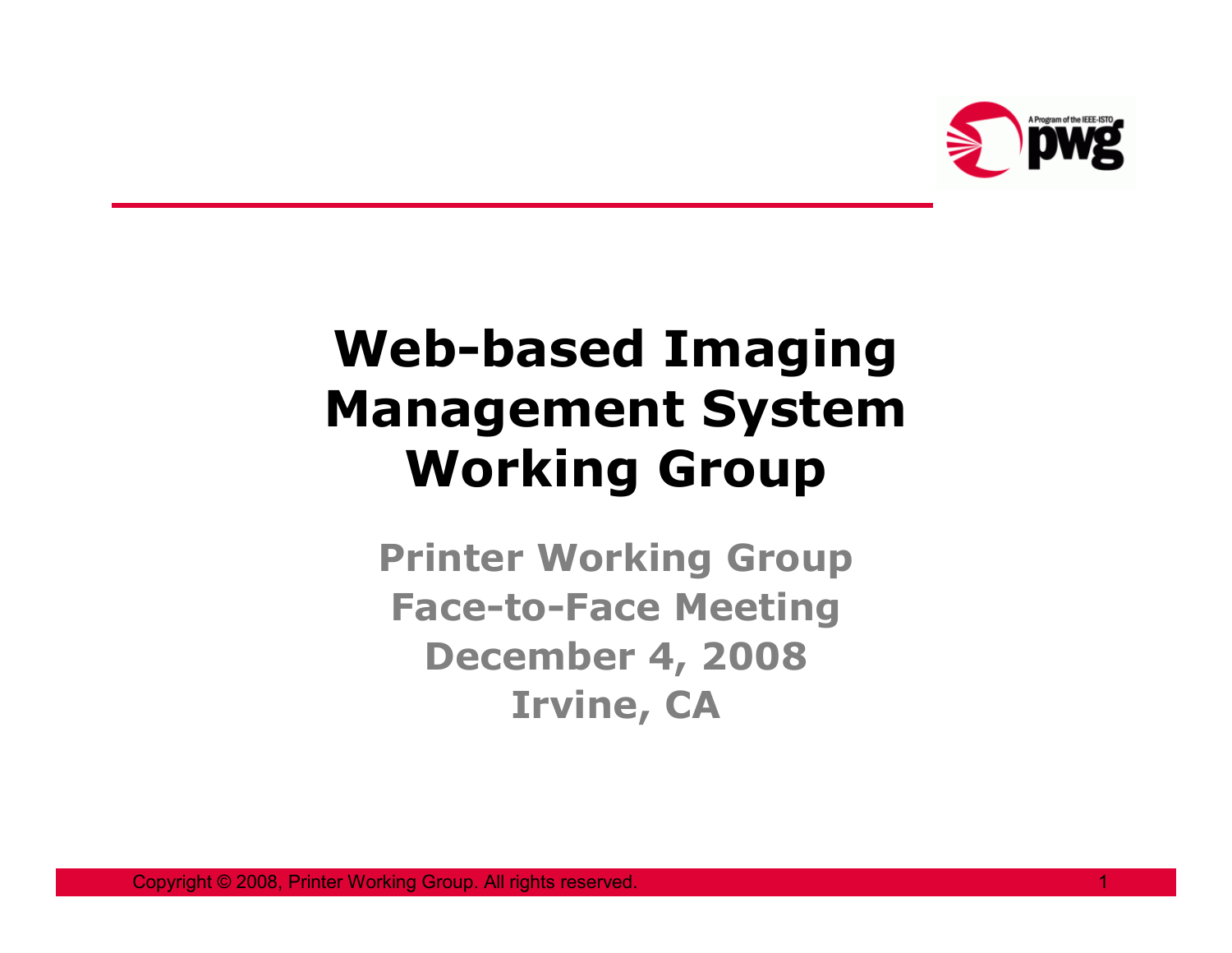# Web-based Imaging Management System Working Group

**Printer Working Group**
**Face-to-Face Meeting**
**December 4, 2008**
**Irvine, CA**

Copyright © 2008, Printer Working Group. All rights reserved.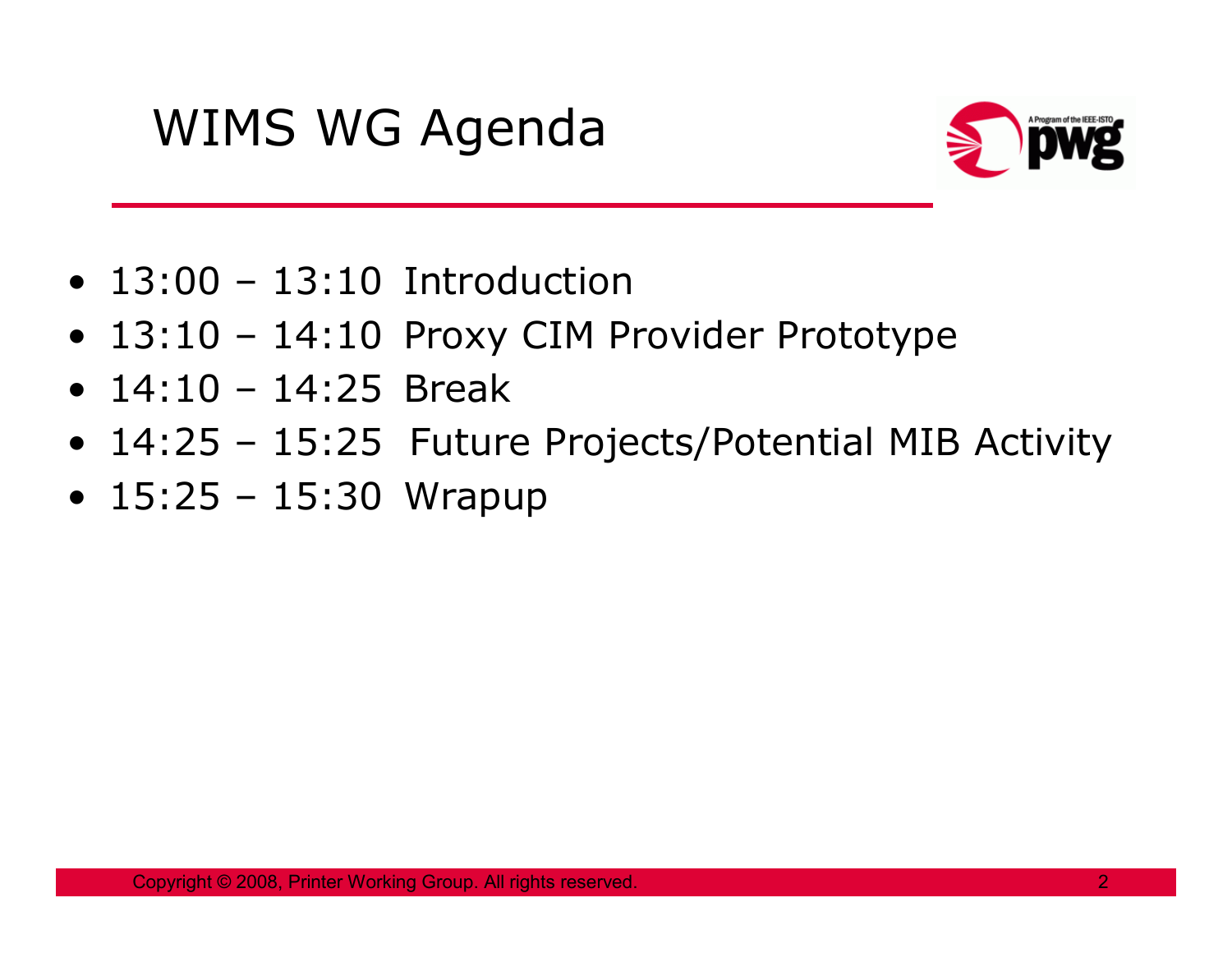# WIMS WG Agenda

- 13:00 – 13:10 Introduction
- 13:10 – 14:10 Proxy CIM Provider Prototype
- 14:10 – 14:25 Break
- 14:25 – 15:25 Future Projects/Potential MIB Activity
- 15:25 – 15:30 Wrapup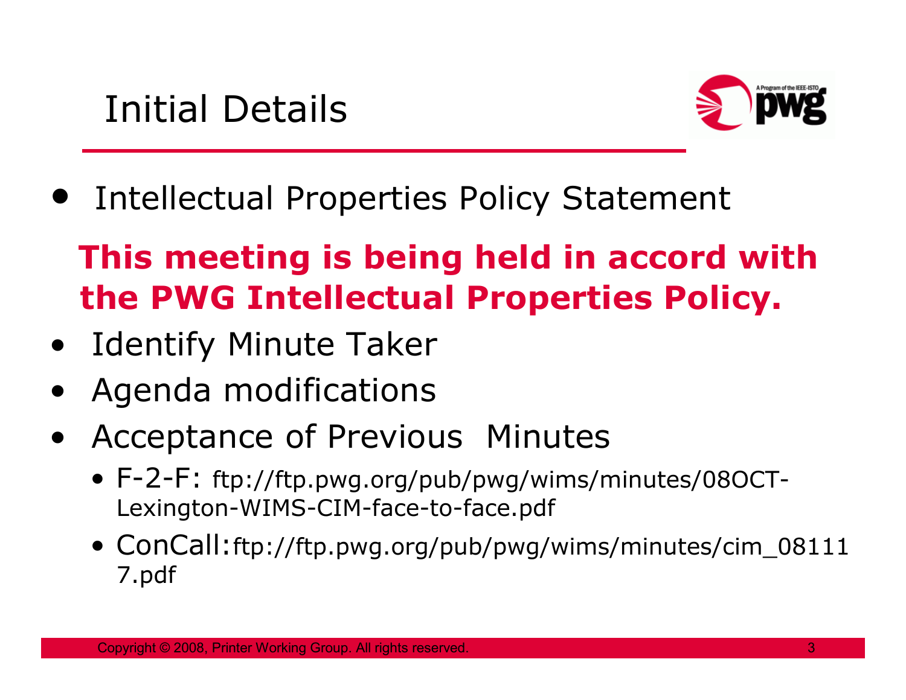# Initial Details

- Intellectual Properties Policy Statement

**This meeting is being held in accord with the PWG Intellectual Properties Policy.**

- Identify Minute Taker
- Agenda modifications
- Acceptance of Previous Minutes
  - F-2-F: ftp://ftp.pwg.org/pub/pwg/wims/minutes/08OCT-Lexington-WIMS-CIM-face-to-face.pdf
  - ConCall: ftp://ftp.pwg.org/pub/pwg/wims/minutes/cim_081117.pdf

Copyright © 2008, Printer Working Group. All rights reserved.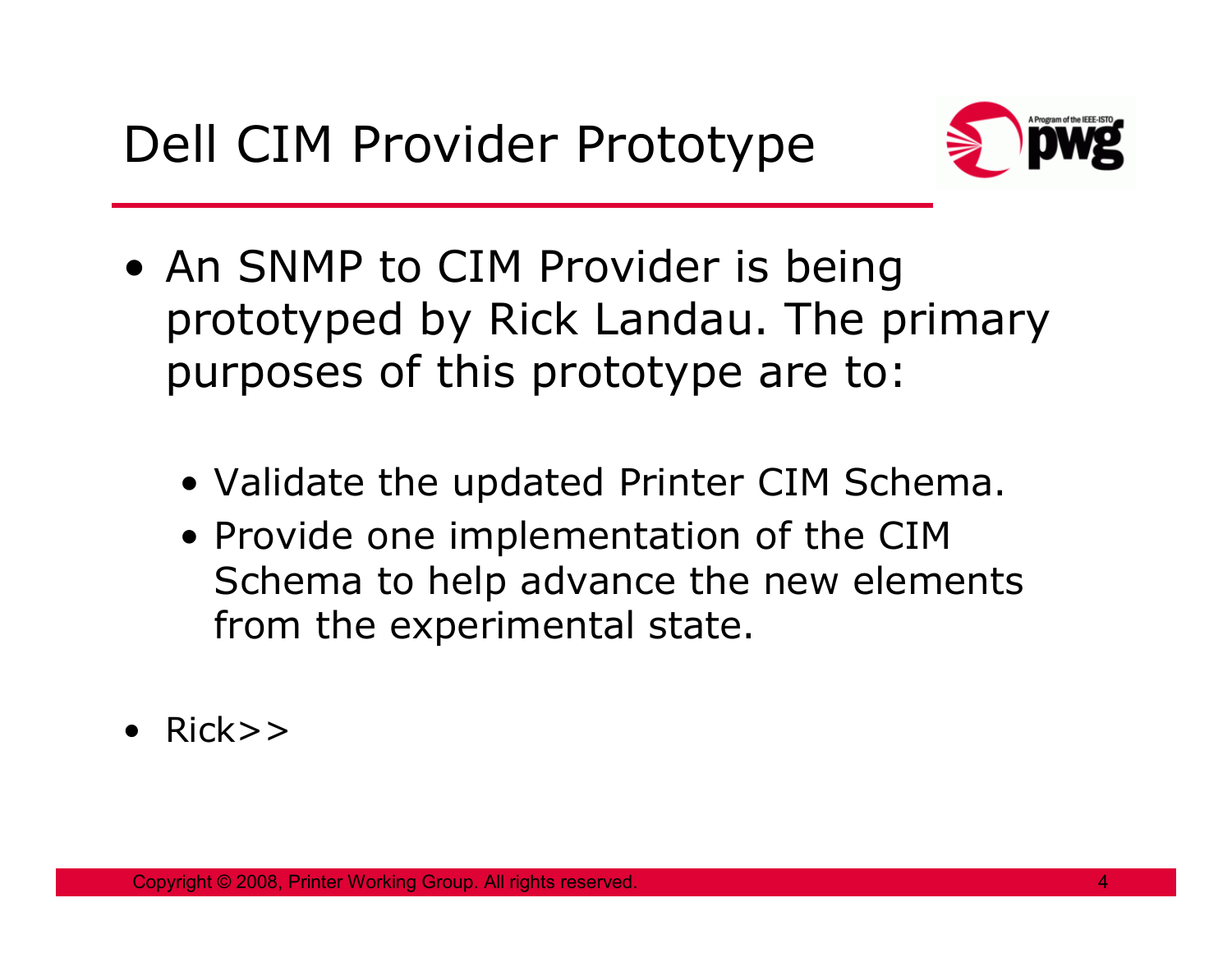# Dell CIM Provider Prototype

- An SNMP to CIM Provider is being prototyped by Rick Landau. The primary purposes of this prototype are to:
  - Validate the updated Printer CIM Schema.
  - Provide one implementation of the CIM Schema to help advance the new elements from the experimental state.
- Rick>>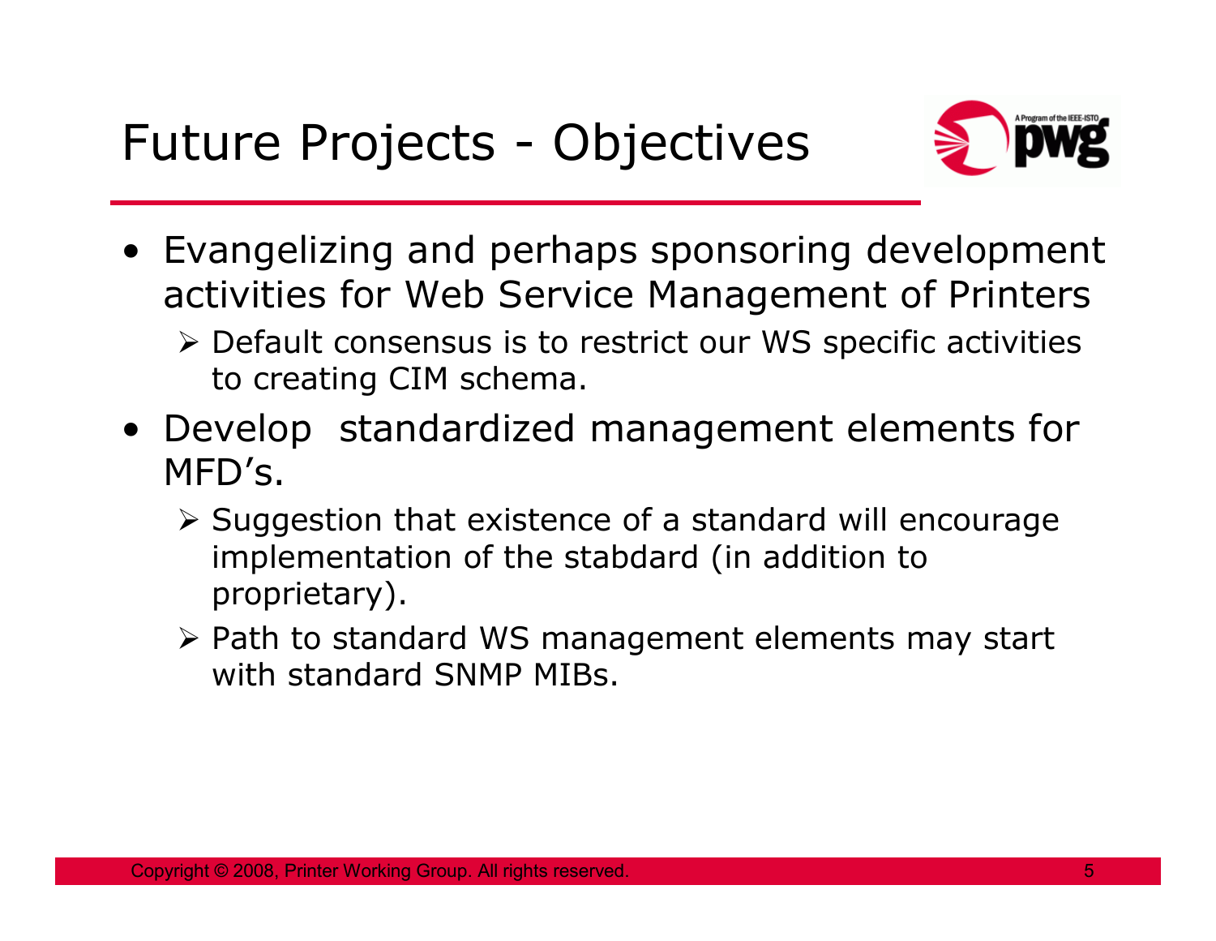# Future Projects - Objectives

- Evangelizing and perhaps sponsoring development activities for Web Service Management of Printers
  - Default consensus is to restrict our WS specific activities to creating CIM schema.
- Develop  standardized management elements for MFD's.
  - Suggestion that existence of a standard will encourage implementation of the stabdard (in addition to proprietary).
  - Path to standard WS management elements may start with standard SNMP MIBs.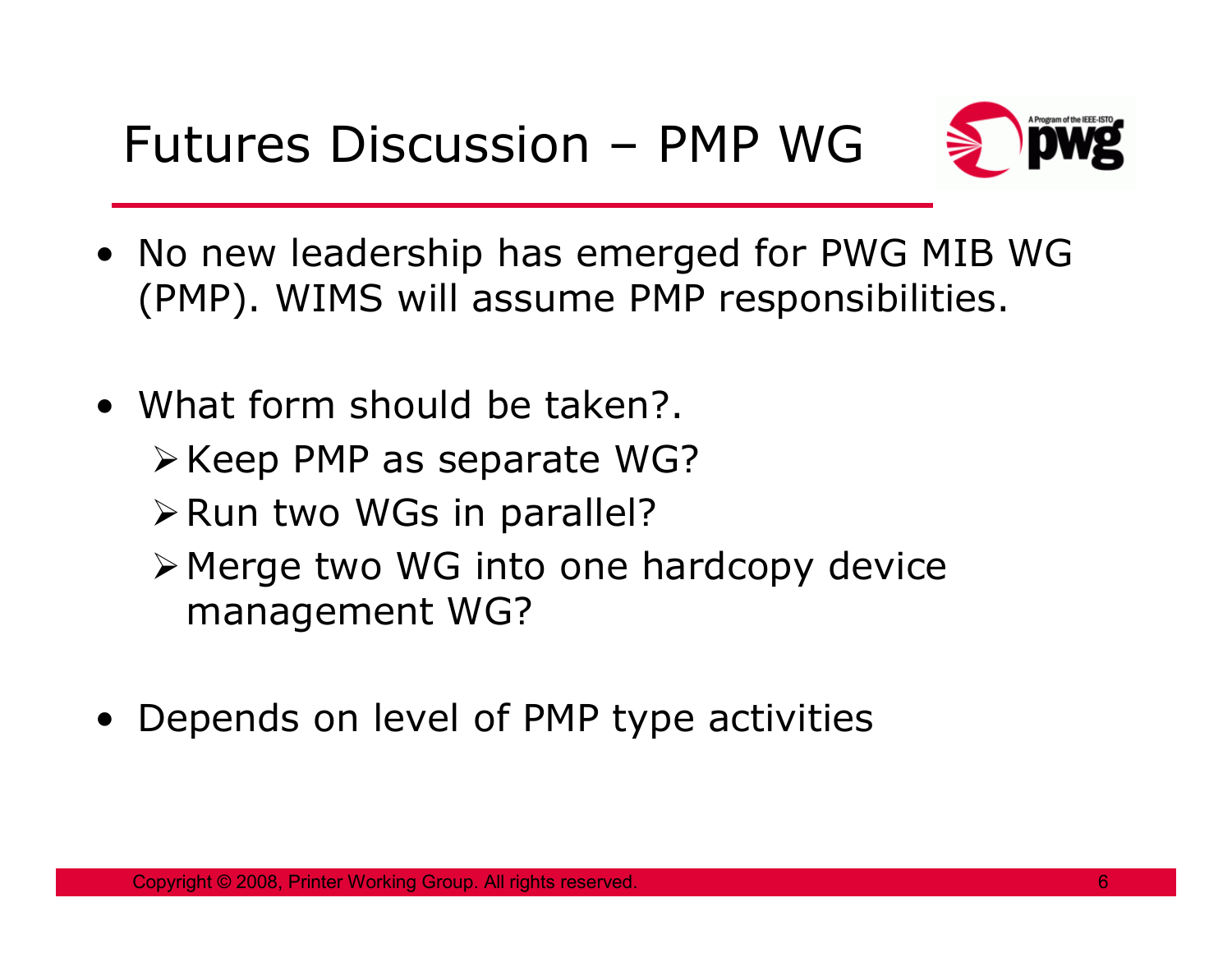# Futures Discussion – PMP WG

- No new leadership has emerged for PWG MIB WG (PMP). WIMS will assume PMP responsibilities.

- What form should be taken?.
  - Keep PMP as separate WG?
  - Run two WGs in parallel?
  - Merge two WG into one hardcopy device management WG?

- Depends on level of PMP type activities

Copyright © 2008, Printer Working Group. All rights reserved.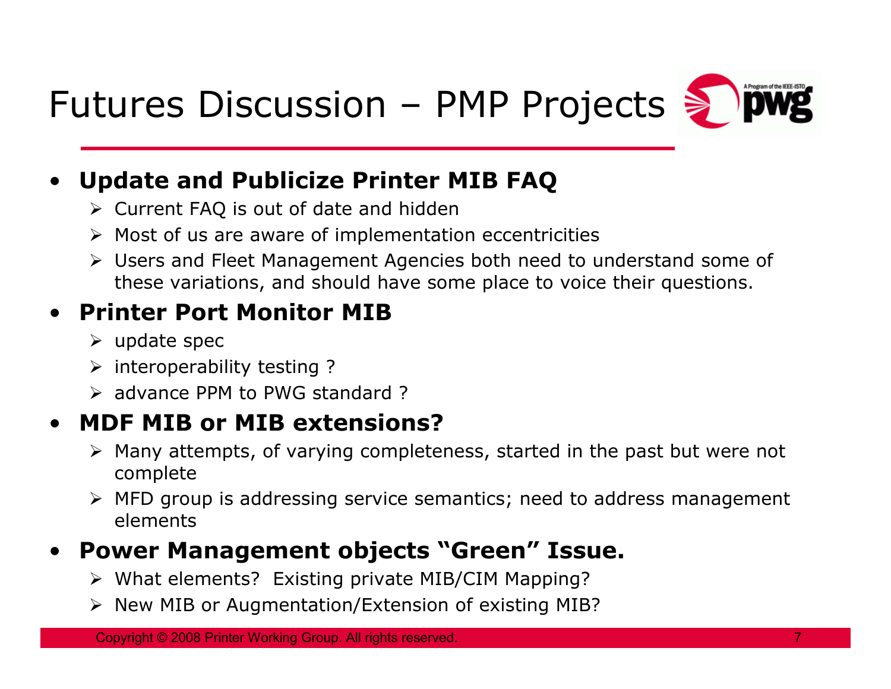# Futures Discussion – PMP Projects

- **Update and Publicize Printer MIB FAQ**
  - Current FAQ is out of date and hidden
  - Most of us are aware of implementation eccentricities
  - Users and Fleet Management Agencies both need to understand some of these variations, and should have some place to voice their questions.
- **Printer Port Monitor MIB**
  - update spec
  - interoperability testing ?
  - advance PPM to PWG standard ?
- **MDF MIB or MIB extensions?**
  - Many attempts, of varying completeness, started in the past but were not complete
  - MFD group is addressing service semantics; need to address management elements
- **Power Management objects "Green" Issue.**
  - What elements? Existing private MIB/CIM Mapping?
  - New MIB or Augmentation/Extension of existing MIB?

Copyright © 2008 Printer Working Group. All rights reserved.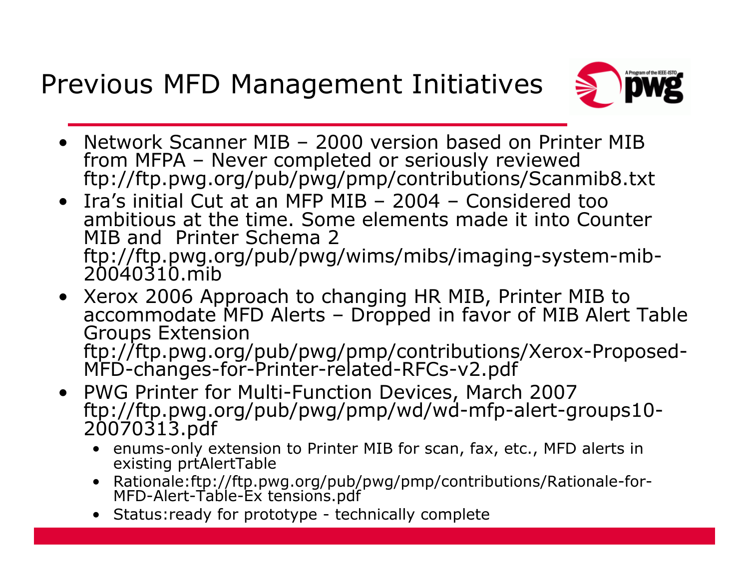# Previous MFD Management Initiatives

- Network Scanner MIB – 2000 version based on Printer MIB from MFPA – Never completed or seriously reviewed ftp://ftp.pwg.org/pub/pwg/pmp/contributions/Scanmib8.txt
- Ira's initial Cut at an MFP MIB – 2004 – Considered too ambitious at the time. Some elements made it into Counter MIB and Printer Schema 2 ftp://ftp.pwg.org/pub/pwg/wims/mibs/imaging-system-mib-20040310.mib
- Xerox 2006 Approach to changing HR MIB, Printer MIB to accommodate MFD Alerts – Dropped in favor of MIB Alert Table Groups Extension ftp://ftp.pwg.org/pub/pwg/pmp/contributions/Xerox-Proposed-MFD-changes-for-Printer-related-RFCs-v2.pdf
- PWG Printer for Multi-Function Devices, March 2007 ftp://ftp.pwg.org/pub/pwg/pmp/wd/wd-mfp-alert-groups10-20070313.pdf
  - enums-only extension to Printer MIB for scan, fax, etc., MFD alerts in existing prtAlertTable
  - Rationale:ftp://ftp.pwg.org/pub/pwg/pmp/contributions/Rationale-for-MFD-Alert-Table-Ex tensions.pdf
  - Status:ready for prototype - technically complete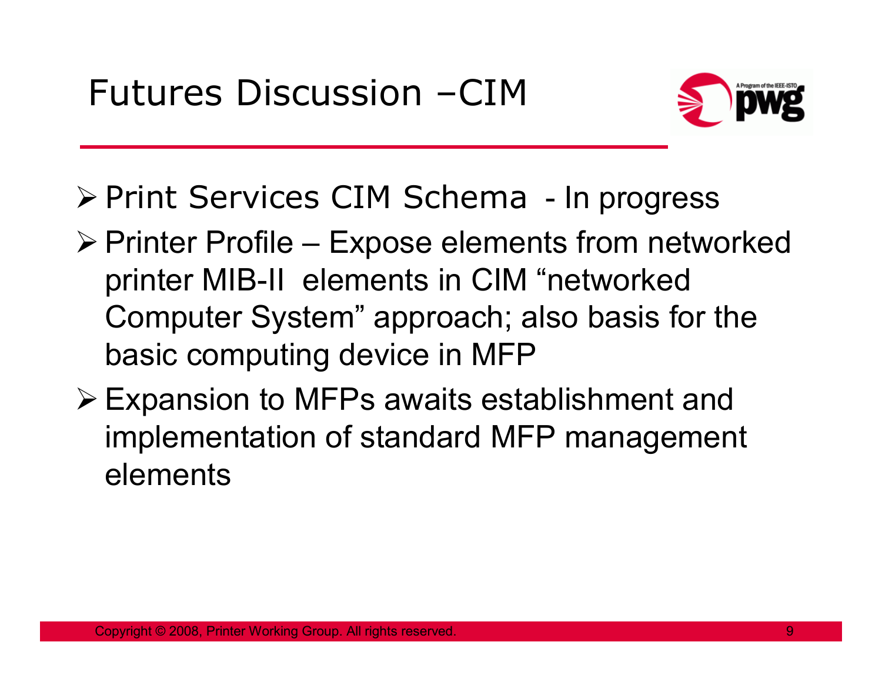# Futures Discussion –CIM

- Print Services CIM Schema - In progress
- Printer Profile – Expose elements from networked printer MIB-II elements in CIM "networked Computer System" approach; also basis for the basic computing device in MFP
- Expansion to MFPs awaits establishment and implementation of standard MFP management elements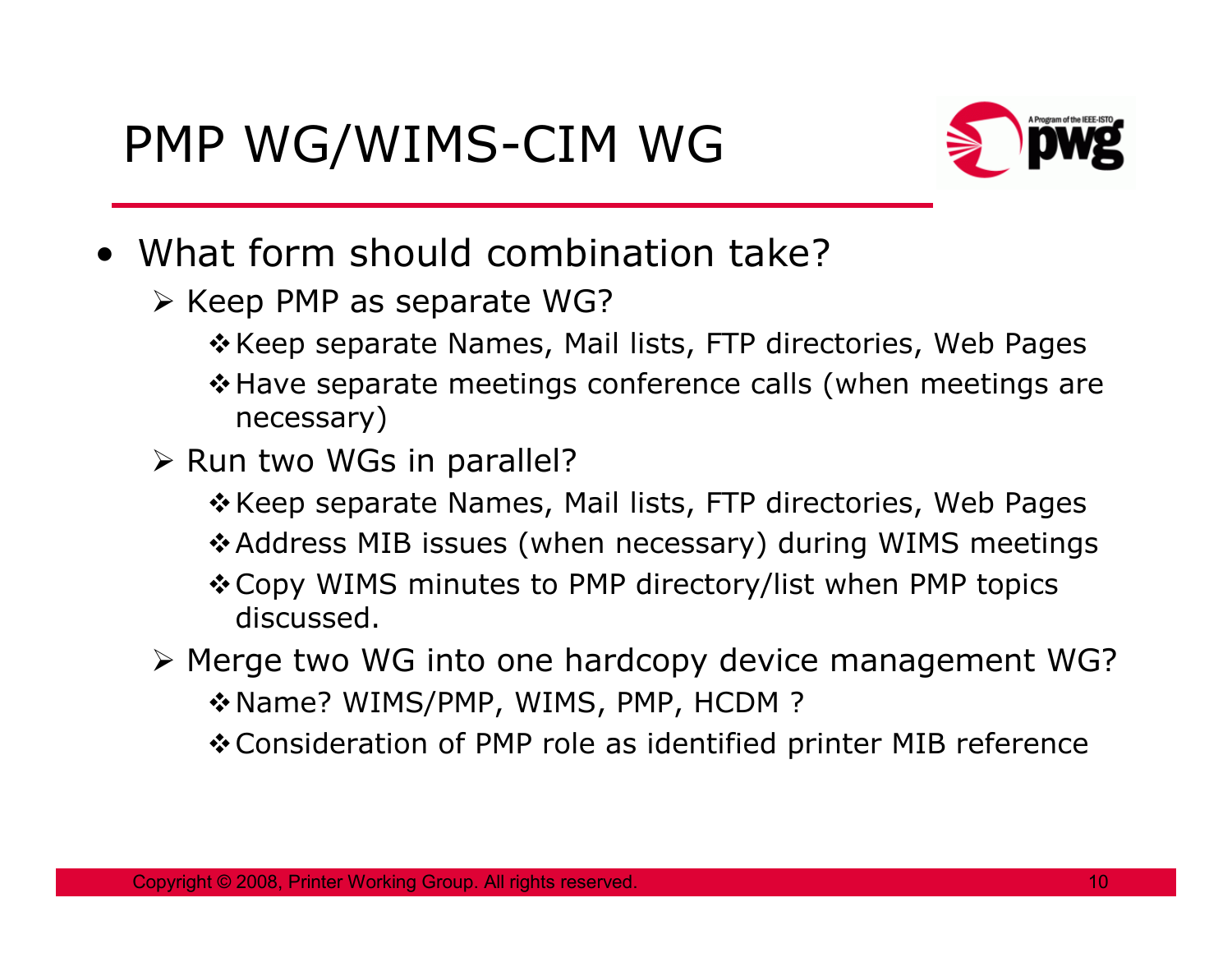# PMP WG/WIMS-CIM WG

- What form should combination take?
  - Keep PMP as separate WG?
    - Keep separate Names, Mail lists, FTP directories, Web Pages
    - Have separate meetings conference calls (when meetings are necessary)
  - Run two WGs in parallel?
    - Keep separate Names, Mail lists, FTP directories, Web Pages
    - Address MIB issues (when necessary) during WIMS meetings
    - Copy WIMS minutes to PMP directory/list when PMP topics discussed.
  - Merge two WG into one hardcopy device management WG?
    - Name? WIMS/PMP, WIMS, PMP, HCDM ?
    - Consideration of PMP role as identified printer MIB reference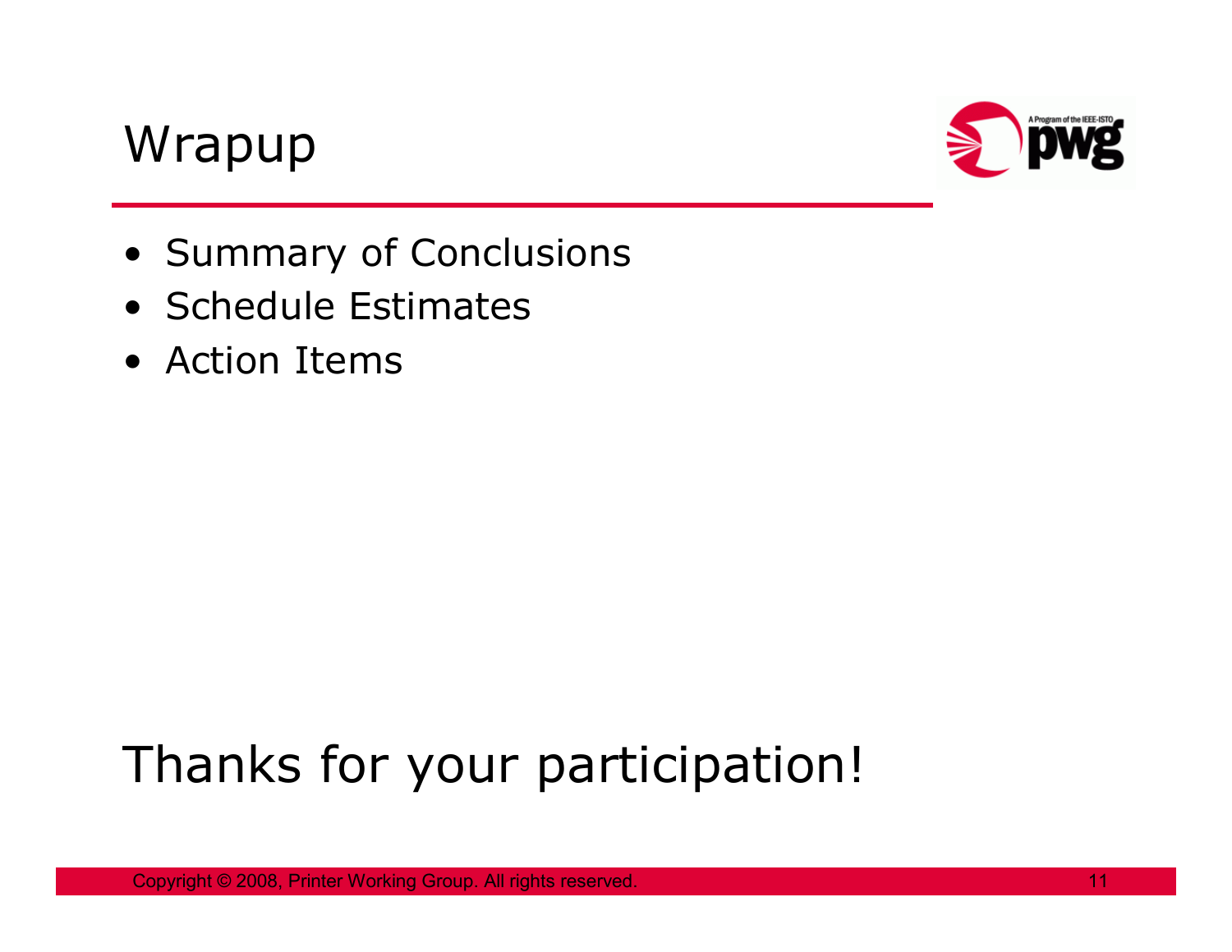# Wrapup

- Summary of Conclusions
- Schedule Estimates
- Action Items

Thanks for your participation!